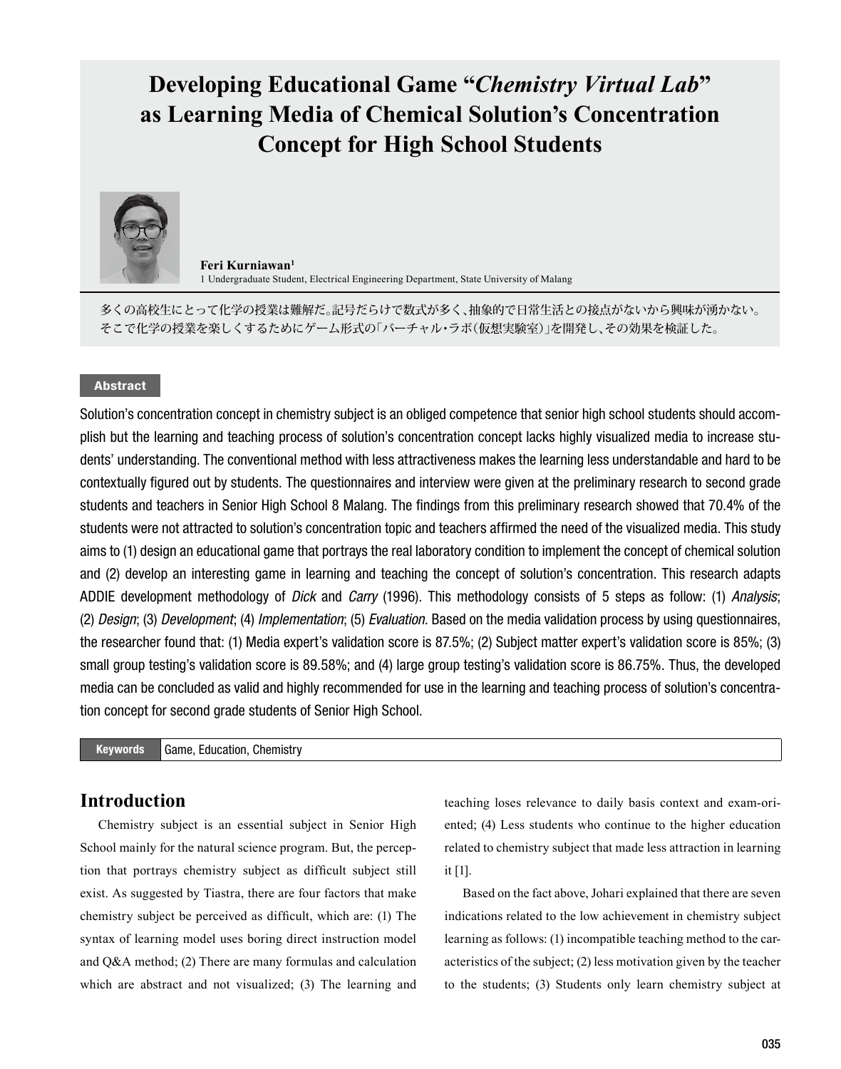# Developing Educational Game "*Chemistry Virtual Lab*" as Learning Media of Chemical Solution's Concentration Concept for High School Students

**Feri Kurniawan**[1]

1 Undergraduate Student, Electrical Engineering Department, State University of Malang

多くの高校生にとって化学の授業は難解だ。記号だらけで数式が多く、抽象的で日常生活との接点がないから興味が湧かない。そこで化学の授業を楽しくするためにゲーム形式の「バーチャル・ラボ（仮想実験室）」を開発し、その効果を検証した。

## Abstract

Solution's concentration concept in chemistry subject is an obliged competence that senior high school students should accomplish but the learning and teaching process of solution's concentration concept lacks highly visualized media to increase students' understanding. The conventional method with less attractiveness makes the learning less understandable and hard to be contextually figured out by students. The questionnaires and interview were given at the preliminary research to second grade students and teachers in Senior High School 8 Malang. The findings from this preliminary research showed that 70.4% of the students were not attracted to solution's concentration topic and teachers affirmed the need of the visualized media. This study aims to (1) design an educational game that portrays the real laboratory condition to implement the concept of chemical solution and (2) develop an interesting game in learning and teaching the concept of solution's concentration. This research adapts ADDIE development methodology of *Dick* and *Carry* (1996). This methodology consists of 5 steps as follow: (1) *Analysis*; (2) *Design*; (3) *Development*; (4) *Implementation*; (5) *Evaluation*. Based on the media validation process by using questionnaires, the researcher found that: (1) Media expert's validation score is 87.5%; (2) Subject matter expert's validation score is 85%; (3) small group testing's validation score is 89.58%; and (4) large group testing's validation score is 86.75%. Thus, the developed media can be concluded as valid and highly recommended for use in the learning and teaching process of solution's concentration concept for second grade students of Senior High School.

**Keywords** Game, Education, Chemistry

## Introduction

Chemistry subject is an essential subject in Senior High School mainly for the natural science program. But, the perception that portrays chemistry subject as difficult subject still exist. As suggested by Tiastra, there are four factors that make chemistry subject be perceived as difficult, which are: (1) The syntax of learning model uses boring direct instruction model and Q&A method; (2) There are many formulas and calculation which are abstract and not visualized; (3) The learning and teaching loses relevance to daily basis context and exam-oriented; (4) Less students who continue to the higher education related to chemistry subject that made less attraction in learning it [1].

Based on the fact above, Johari explained that there are seven indications related to the low achievement in chemistry subject learning as follows: (1) incompatible teaching method to the caracteristics of the subject; (2) less motivation given by the teacher to the students; (3) Students only learn chemistry subject at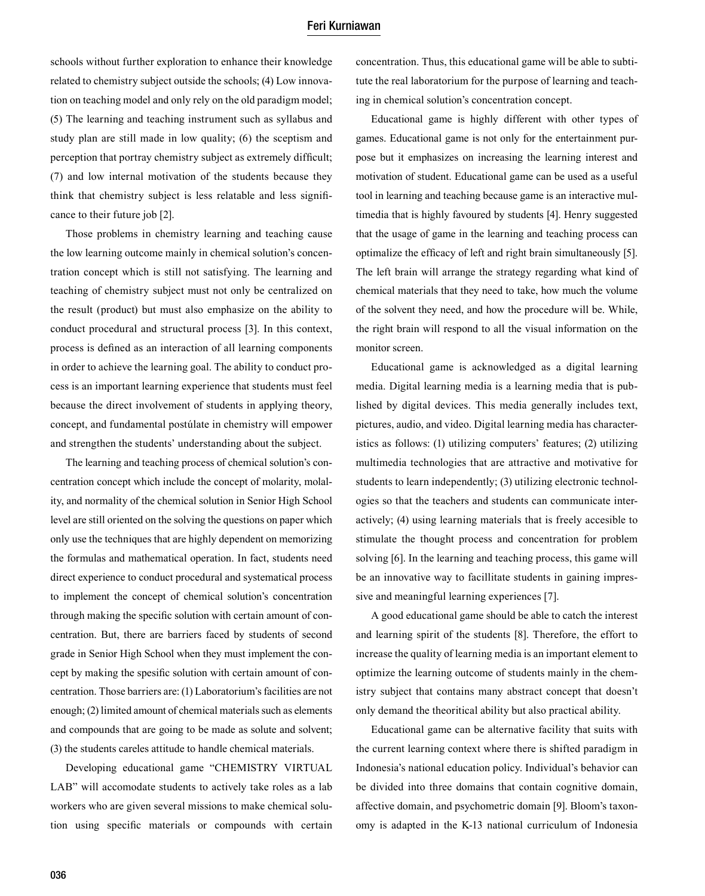schools without further exploration to enhance their knowledge related to chemistry subject outside the schools; (4) Low innovation on teaching model and only rely on the old paradigm model; (5) The learning and teaching instrument such as syllabus and study plan are still made in low quality; (6) the sceptism and perception that portray chemistry subject as extremely difficult; (7) and low internal motivation of the students because they think that chemistry subject is less relatable and less significance to their future job [2].

Those problems in chemistry learning and teaching cause the low learning outcome mainly in chemical solution's concentration concept which is still not satisfying. The learning and teaching of chemistry subject must not only be centralized on the result (product) but must also emphasize on the ability to conduct procedural and structural process [3]. In this context, process is defined as an interaction of all learning components in order to achieve the learning goal. The ability to conduct process is an important learning experience that students must feel because the direct involvement of students in applying theory, concept, and fundamental postúlate in chemistry will empower and strengthen the students' understanding about the subject.

The learning and teaching process of chemical solution's concentration concept which include the concept of molarity, molality, and normality of the chemical solution in Senior High School level are still oriented on the solving the questions on paper which only use the techniques that are highly dependent on memorizing the formulas and mathematical operation. In fact, students need direct experience to conduct procedural and systematical process to implement the concept of chemical solution's concentration through making the specific solution with certain amount of concentration. But, there are barriers faced by students of second grade in Senior High School when they must implement the concept by making the spesific solution with certain amount of concentration. Those barriers are: (1) Laboratorium's facilities are not enough; (2) limited amount of chemical materials such as elements and compounds that are going to be made as solute and solvent; (3) the students careles attitude to handle chemical materials.

Developing educational game "CHEMISTRY VIRTUAL LAB" will accomodate students to actively take roles as a lab workers who are given several missions to make chemical solution using specific materials or compounds with certain concentration. Thus, this educational game will be able to subtitute the real laboratorium for the purpose of learning and teaching in chemical solution's concentration concept.

Educational game is highly different with other types of games. Educational game is not only for the entertainment purpose but it emphasizes on increasing the learning interest and motivation of student. Educational game can be used as a useful tool in learning and teaching because game is an interactive multimedia that is highly favoured by students [4]. Henry suggested that the usage of game in the learning and teaching process can optimalize the efficacy of left and right brain simultaneously [5]. The left brain will arrange the strategy regarding what kind of chemical materials that they need to take, how much the volume of the solvent they need, and how the procedure will be. While, the right brain will respond to all the visual information on the monitor screen.

Educational game is acknowledged as a digital learning media. Digital learning media is a learning media that is published by digital devices. This media generally includes text, pictures, audio, and video. Digital learning media has characteristics as follows: (1) utilizing computers' features; (2) utilizing multimedia technologies that are attractive and motivative for students to learn independently; (3) utilizing electronic technologies so that the teachers and students can communicate interactively; (4) using learning materials that is freely accesible to stimulate the thought process and concentration for problem solving [6]. In the learning and teaching process, this game will be an innovative way to facillitate students in gaining impressive and meaningful learning experiences [7].

A good educational game should be able to catch the interest and learning spirit of the students [8]. Therefore, the effort to increase the quality of learning media is an important element to optimize the learning outcome of students mainly in the chemistry subject that contains many abstract concept that doesn't only demand the theoritical ability but also practical ability.

Educational game can be alternative facility that suits with the current learning context where there is shifted paradigm in Indonesia's national education policy. Individual's behavior can be divided into three domains that contain cognitive domain, affective domain, and psychometric domain [9]. Bloom's taxonomy is adapted in the K-13 national curriculum of Indonesia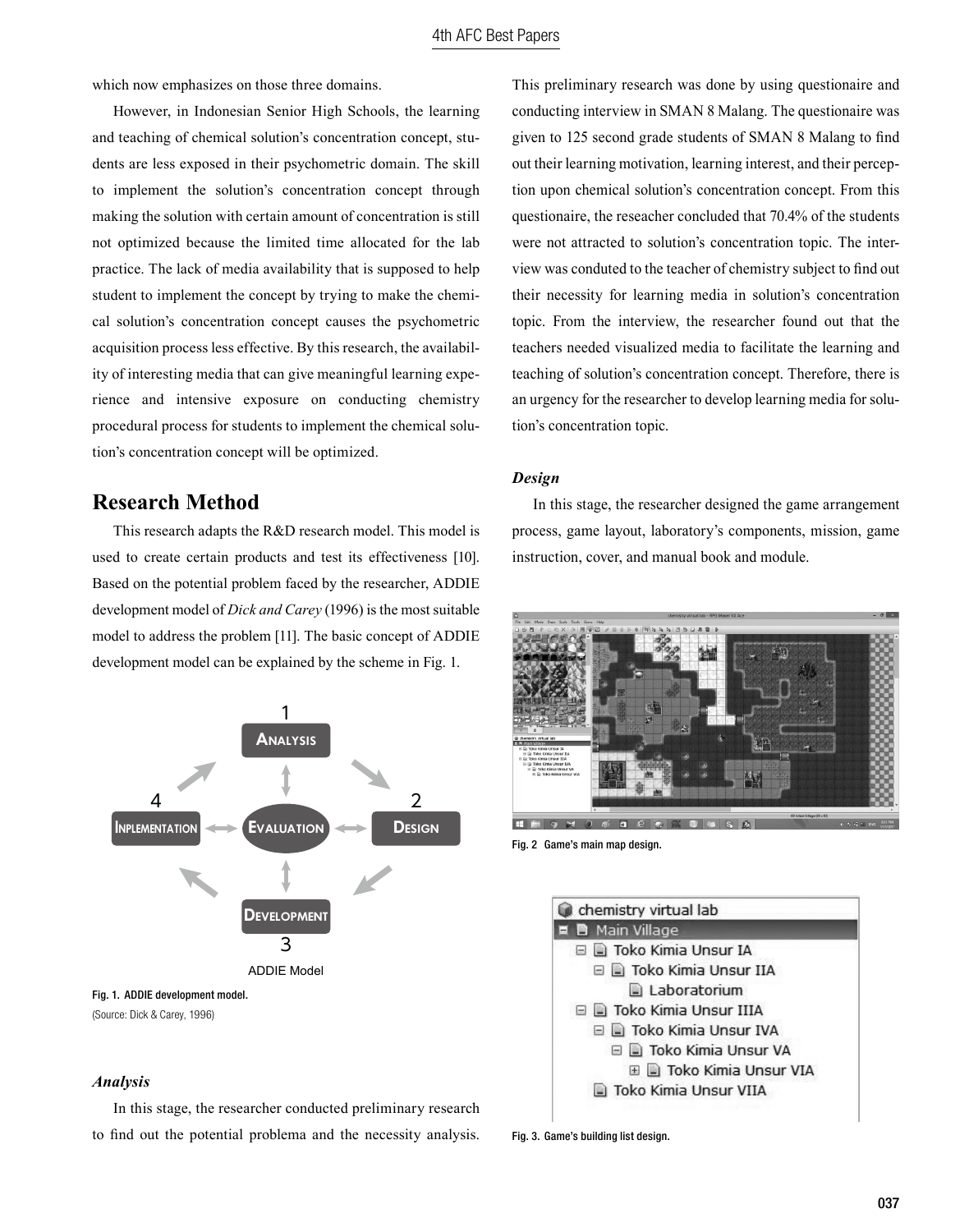which now emphasizes on those three domains.

However, in Indonesian Senior High Schools, the learning and teaching of chemical solution's concentration concept, students are less exposed in their psychometric domain. The skill to implement the solution's concentration concept through making the solution with certain amount of concentration is still not optimized because the limited time allocated for the lab practice. The lack of media availability that is supposed to help student to implement the concept by trying to make the chemical solution's concentration concept causes the psychometric acquisition process less effective. By this research, the availability of interesting media that can give meaningful learning experience and intensive exposure on conducting chemistry procedural process for students to implement the chemical solution's concentration concept will be optimized.

## Research Method

This research adapts the R&D research model. This model is used to create certain products and test its effectiveness [10]. Based on the potential problem faced by the researcher, ADDIE development model of *Dick and Carey* (1996) is the most suitable model to address the problem [11]. The basic concept of ADDIE development model can be explained by the scheme in Fig. 1.

Fig. 1. ADDIE development model.
(Source: Dick & Carey, 1996)

### *Analysis*

In this stage, the researcher conducted preliminary research to find out the potential problema and the necessity analysis. This preliminary research was done by using questionaire and conducting interview in SMAN 8 Malang. The questionaire was given to 125 second grade students of SMAN 8 Malang to find out their learning motivation, learning interest, and their perception upon chemical solution's concentration concept. From this questionaire, the reseacher concluded that 70.4% of the students were not attracted to solution's concentration topic. The interview was conduted to the teacher of chemistry subject to find out their necessity for learning media in solution's concentration topic. From the interview, the researcher found out that the teachers needed visualized media to facilitate the learning and teaching of solution's concentration concept. Therefore, there is an urgency for the researcher to develop learning media for solution's concentration topic.

### *Design*

In this stage, the researcher designed the game arrangement process, game layout, laboratory's components, mission, game instruction, cover, and manual book and module.

Fig. 2 Game's main map design.

Fig. 3. Game's building list design.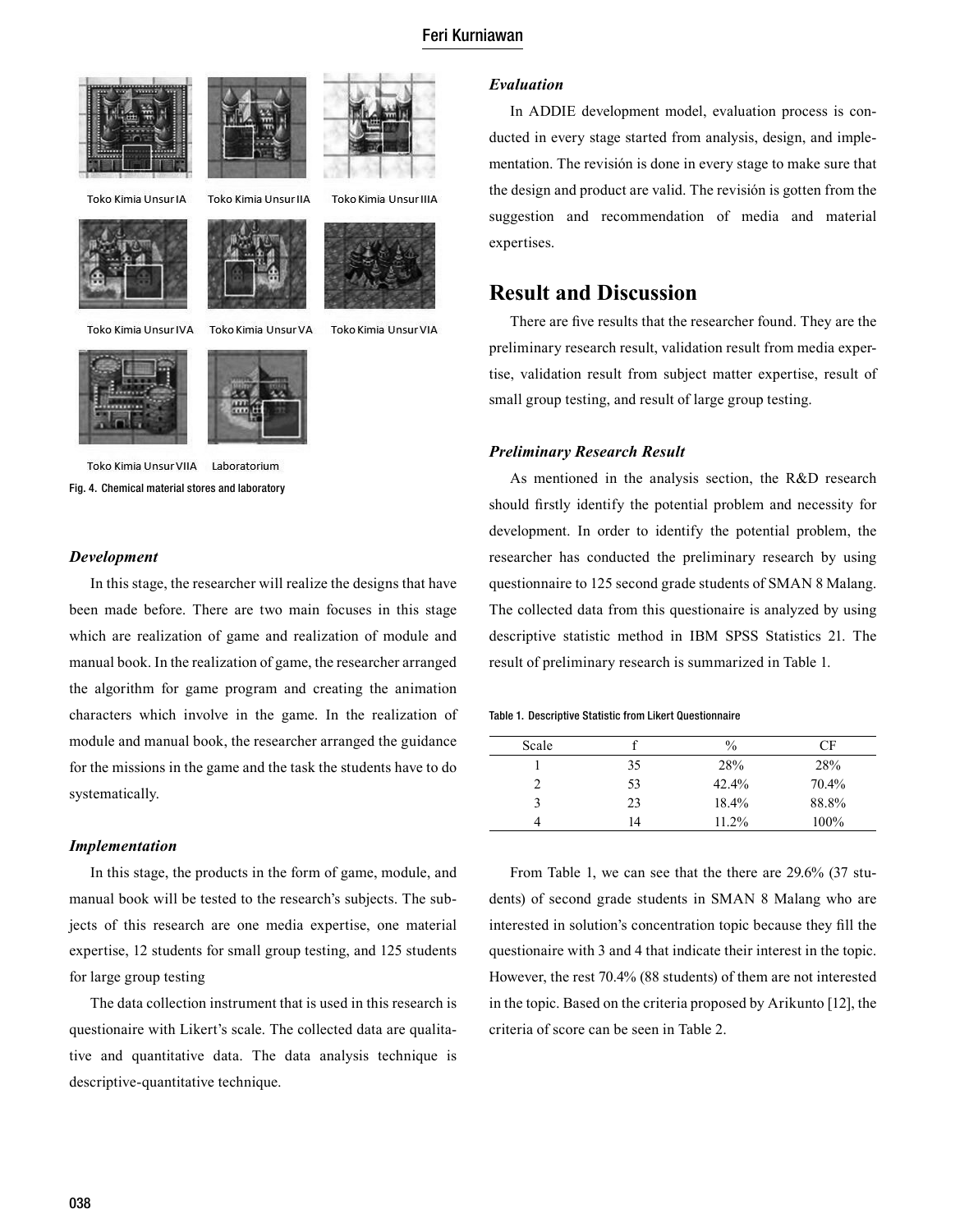Toko Kimia Unsur IA Toko Kimia Unsur IIA Toko Kimia Unsur IIIA

Toko Kimia Unsur IVA Toko Kimia Unsur VA Toko Kimia Unsur VIA

Toko Kimia Unsur VIIA Laboratorium

Fig. 4. Chemical material stores and laboratory

### *Development*

In this stage, the researcher will realize the designs that have been made before. There are two main focuses in this stage which are realization of game and realization of module and manual book. In the realization of game, the researcher arranged the algorithm for game program and creating the animation characters which involve in the game. In the realization of module and manual book, the researcher arranged the guidance for the missions in the game and the task the students have to do systematically.

### *Implementation*

In this stage, the products in the form of game, module, and manual book will be tested to the research's subjects. The subjects of this research are one media expertise, one material expertise, 12 students for small group testing, and 125 students for large group testing

The data collection instrument that is used in this research is questionaire with Likert's scale. The collected data are qualitative and quantitative data. The data analysis technique is descriptive-quantitative technique.

### *Evaluation*

In ADDIE development model, evaluation process is conducted in every stage started from analysis, design, and implementation. The revisión is done in every stage to make sure that the design and product are valid. The revisión is gotten from the suggestion and recommendation of media and material expertises.

## Result and Discussion

There are five results that the researcher found. They are the preliminary research result, validation result from media expertise, validation result from subject matter expertise, result of small group testing, and result of large group testing.

### *Preliminary Research Result*

As mentioned in the analysis section, the R&D research should firstly identify the potential problem and necessity for development. In order to identify the potential problem, the researcher has conducted the preliminary research by using questionnaire to 125 second grade students of SMAN 8 Malang. The collected data from this questionaire is analyzed by using descriptive statistic method in IBM SPSS Statistics 21. The result of preliminary research is summarized in Table 1.

Table 1. Descriptive Statistic from Likert Questionnaire

| Scale | f | % | CF |
|---|---|---|---|
| 1 | 35 | 28% | 28% |
| 2 | 53 | 42.4% | 70.4% |
| 3 | 23 | 18.4% | 88.8% |
| 4 | 14 | 11.2% | 100% |

From Table 1, we can see that the there are 29.6% (37 students) of second grade students in SMAN 8 Malang who are interested in solution's concentration topic because they fill the questionaire with 3 and 4 that indicate their interest in the topic. However, the rest 70.4% (88 students) of them are not interested in the topic. Based on the criteria proposed by Arikunto [12], the criteria of score can be seen in Table 2.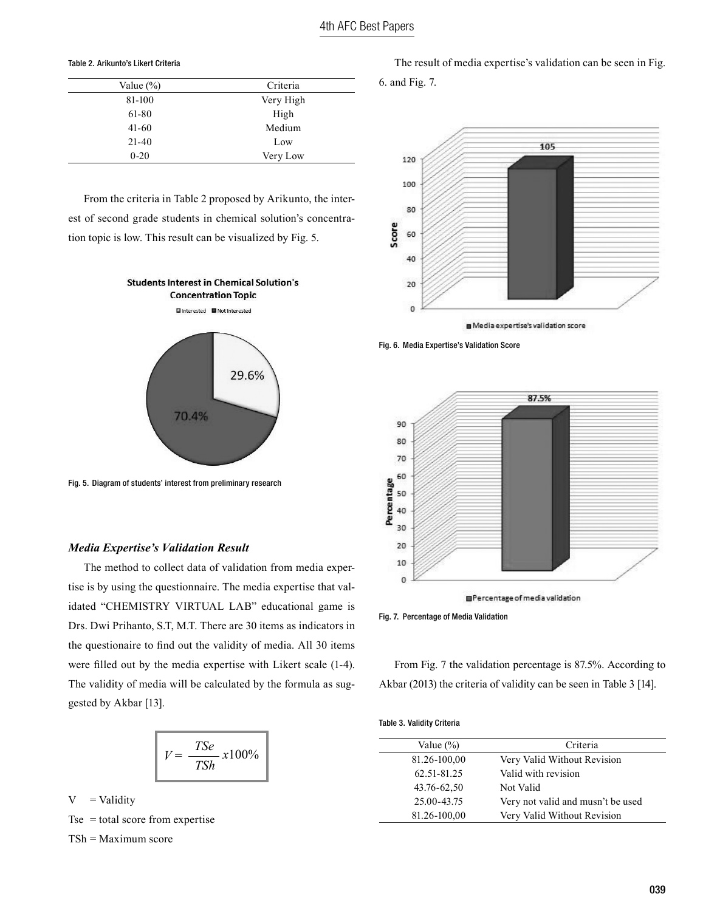Table 2. Arikunto's Likert Criteria

| Value (%) | Criteria |
|---|---|
| 81-100 | Very High |
| 61-80 | High |
| 41-60 | Medium |
| 21-40 | Low |
| 0-20 | Very Low |

From the criteria in Table 2 proposed by Arikunto, the interest of second grade students in chemical solution's concentration topic is low. This result can be visualized by Fig. 5.

Fig. 5. Diagram of students' interest from preliminary research

### *Media Expertise's Validation Result*

The method to collect data of validation from media expertise is by using the questionnaire. The media expertise that validated "CHEMISTRY VIRTUAL LAB" educational game is Drs. Dwi Prihanto, S.T, M.T. There are 30 items as indicators in the questionaire to find out the validity of media. All 30 items were filled out by the media expertise with Likert scale (1-4). The validity of media will be calculated by the formula as suggested by Akbar [13].

$$V = \frac{TSe}{TSh} x100\%$$

V = Validity

Tse = total score from expertise

TSh = Maximum score

The result of media expertise's validation can be seen in Fig. 6. and Fig. 7.

Fig. 6. Media Expertise's Validation Score

Fig. 7. Percentage of Media Validation

From Fig. 7 the validation percentage is 87.5%. According to Akbar (2013) the criteria of validity can be seen in Table 3 [14].

Table 3. Validity Criteria

| Value (%) | Criteria |
|---|---|
| 81.26-100,00 | Very Valid Without Revision |
| 62.51-81.25 | Valid with revision |
| 43.76-62,50 | Not Valid |
| 25.00-43.75 | Very not valid and musn't be used |
| 81.26-100,00 | Very Valid Without Revision |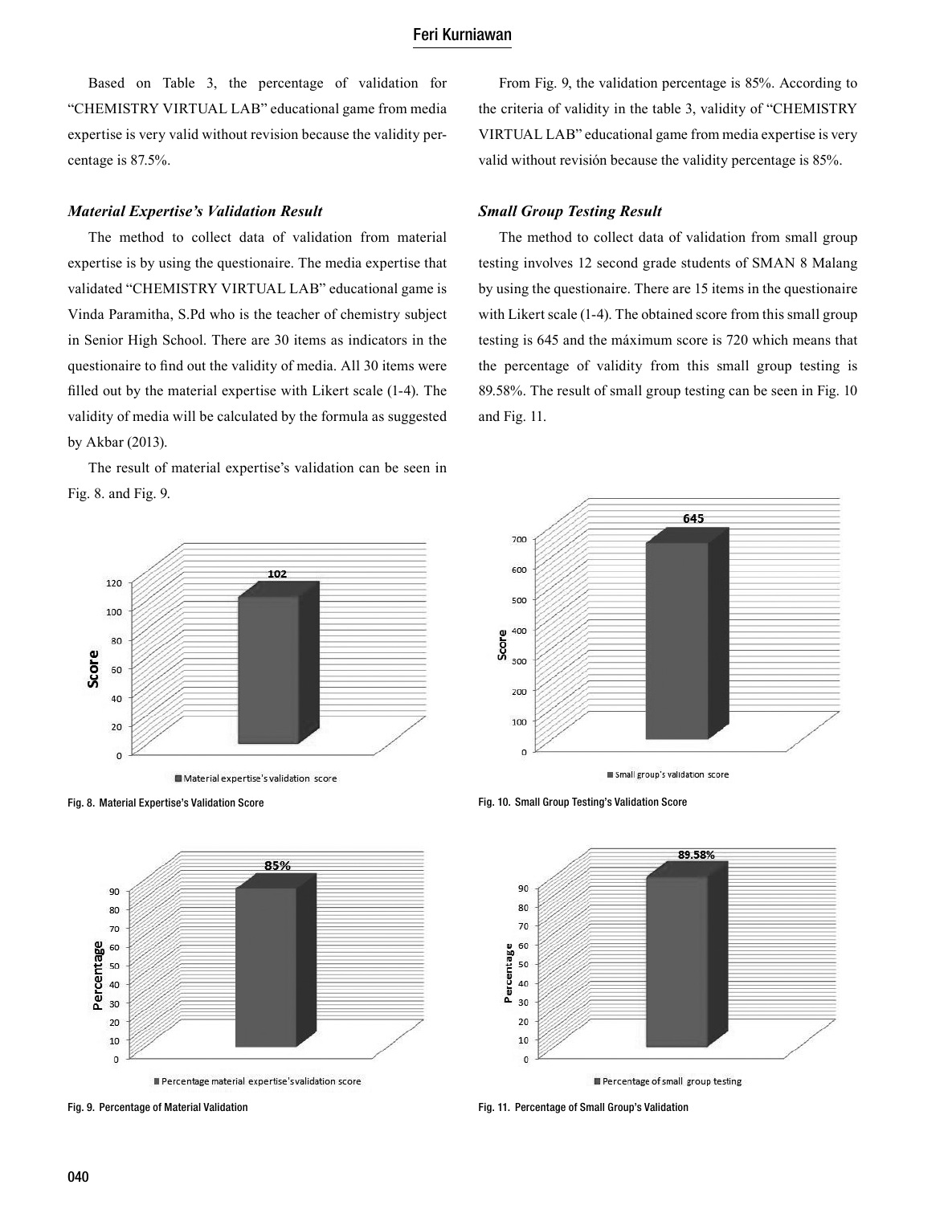Based on Table 3, the percentage of validation for "CHEMISTRY VIRTUAL LAB" educational game from media expertise is very valid without revision because the validity percentage is 87.5%.

### *Material Expertise's Validation Result*

The method to collect data of validation from material expertise is by using the questionaire. The media expertise that validated "CHEMISTRY VIRTUAL LAB" educational game is Vinda Paramitha, S.Pd who is the teacher of chemistry subject in Senior High School. There are 30 items as indicators in the questionaire to find out the validity of media. All 30 items were filled out by the material expertise with Likert scale (1-4). The validity of media will be calculated by the formula as suggested by Akbar (2013).

The result of material expertise's validation can be seen in Fig. 8. and Fig. 9.

Fig. 8. Material Expertise's Validation Score

Fig. 9. Percentage of Material Validation

From Fig. 9, the validation percentage is 85%. According to the criteria of validity in the table 3, validity of "CHEMISTRY VIRTUAL LAB" educational game from media expertise is very valid without revisión because the validity percentage is 85%.

### *Small Group Testing Result*

The method to collect data of validation from small group testing involves 12 second grade students of SMAN 8 Malang by using the questionaire. There are 15 items in the questionaire with Likert scale (1-4). The obtained score from this small group testing is 645 and the máximum score is 720 which means that the percentage of validity from this small group testing is 89.58%. The result of small group testing can be seen in Fig. 10 and Fig. 11.

Fig. 10. Small Group Testing's Validation Score

Fig. 11. Percentage of Small Group's Validation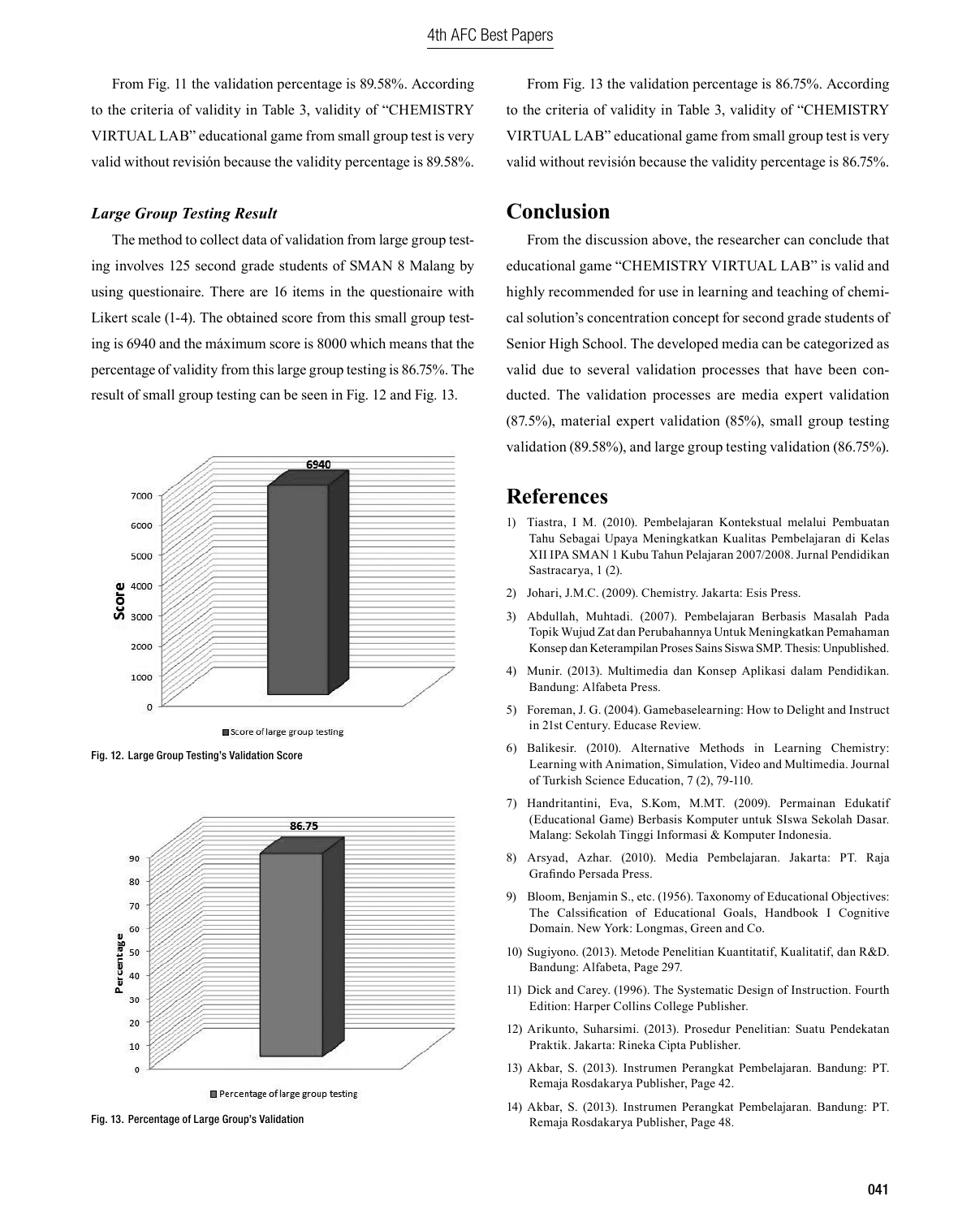From Fig. 11 the validation percentage is 89.58%. According to the criteria of validity in Table 3, validity of "CHEMISTRY VIRTUAL LAB" educational game from small group test is very valid without revisión because the validity percentage is 89.58%.

### *Large Group Testing Result*

The method to collect data of validation from large group testing involves 125 second grade students of SMAN 8 Malang by using questionaire. There are 16 items in the questionaire with Likert scale (1-4). The obtained score from this small group testing is 6940 and the máximum score is 8000 which means that the percentage of validity from this large group testing is 86.75%. The result of small group testing can be seen in Fig. 12 and Fig. 13.

6940

Score

0
1000
2000
3000
4000
5000
6000
7000

Score of large group testing

Fig. 12. Large Group Testing's Validation Score

86.75

Percentage

0
10
20
30
40
50
60
70
80
90

Percentage of large group testing

Fig. 13. Percentage of Large Group's Validation

From Fig. 13 the validation percentage is 86.75%. According to the criteria of validity in Table 3, validity of "CHEMISTRY VIRTUAL LAB" educational game from small group test is very valid without revisión because the validity percentage is 86.75%.

## Conclusion

From the discussion above, the researcher can conclude that educational game "CHEMISTRY VIRTUAL LAB" is valid and highly recommended for use in learning and teaching of chemical solution's concentration concept for second grade students of Senior High School. The developed media can be categorized as valid due to several validation processes that have been conducted. The validation processes are media expert validation (87.5%), material expert validation (85%), small group testing validation (89.58%), and large group testing validation (86.75%).

## References

1) Tiastra, I M. (2010). Pembelajaran Kontekstual melalui Pembuatan Tahu Sebagai Upaya Meningkatkan Kualitas Pembelajaran di Kelas XII IPA SMAN 1 Kubu Tahun Pelajaran 2007/2008. Jurnal Pendidikan Sastracarya, 1 (2).
2) Johari, J.M.C. (2009). Chemistry. Jakarta: Esis Press.
3) Abdullah, Muhtadi. (2007). Pembelajaran Berbasis Masalah Pada Topik Wujud Zat dan Perubahannya Untuk Meningkatkan Pemahaman Konsep dan Keterampilan Proses Sains Siswa SMP. Thesis: Unpublished.
4) Munir. (2013). Multimedia dan Konsep Aplikasi dalam Pendidikan. Bandung: Alfabeta Press.
5) Foreman, J. G. (2004). Gamebaselearning: How to Delight and Instruct in 21st Century. Educase Review.
6) Balikesir. (2010). Alternative Methods in Learning Chemistry: Learning with Animation, Simulation, Video and Multimedia. Journal of Turkish Science Education, 7 (2), 79-110.
7) Handritantini, Eva, S.Kom, M.MT. (2009). Permainan Edukatif (Educational Game) Berbasis Komputer untuk SIswa Sekolah Dasar. Malang: Sekolah Tinggi Informasi & Komputer Indonesia.
8) Arsyad, Azhar. (2010). Media Pembelajaran. Jakarta: PT. Raja Grafindo Persada Press.
9) Bloom, Benjamin S., etc. (1956). Taxonomy of Educational Objectives: The Calssification of Educational Goals, Handbook I Cognitive Domain. New York: Longmas, Green and Co.
10) Sugiyono. (2013). Metode Penelitian Kuantitatif, Kualitatif, dan R&D. Bandung: Alfabeta, Page 297.
11) Dick and Carey. (1996). The Systematic Design of Instruction. Fourth Edition: Harper Collins College Publisher.
12) Arikunto, Suharsimi. (2013). Prosedur Penelitian: Suatu Pendekatan Praktik. Jakarta: Rineka Cipta Publisher.
13) Akbar, S. (2013). Instrumen Perangkat Pembelajaran. Bandung: PT. Remaja Rosdakarya Publisher, Page 42.
14) Akbar, S. (2013). Instrumen Perangkat Pembelajaran. Bandung: PT. Remaja Rosdakarya Publisher, Page 48.